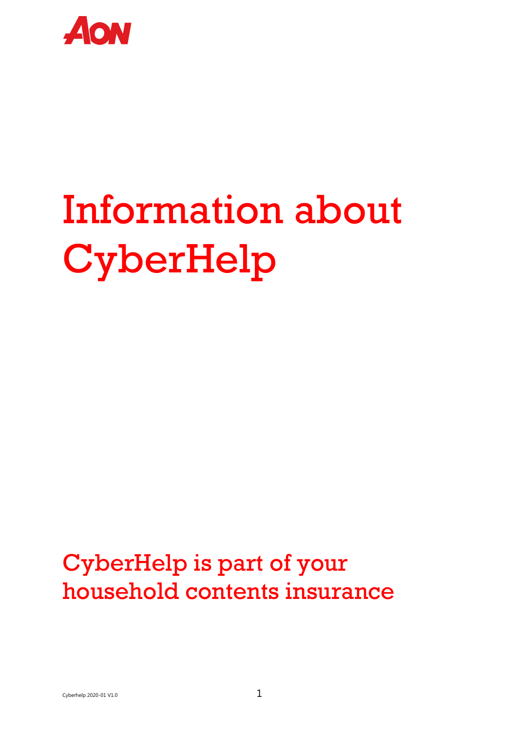AON

# Information about CyberHelp

## CyberHelp is part of your household contents insurance

Cyberhelp 2020-01 V1.0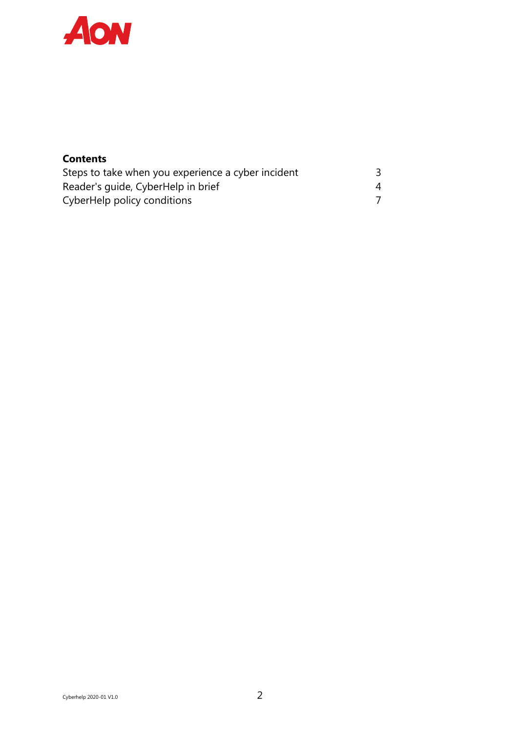**Contents**

| | |
|---|---|
| Steps to take when you experience a cyber incident | 3 |
| Reader's guide, CyberHelp in brief | 4 |
| CyberHelp policy conditions | 7 |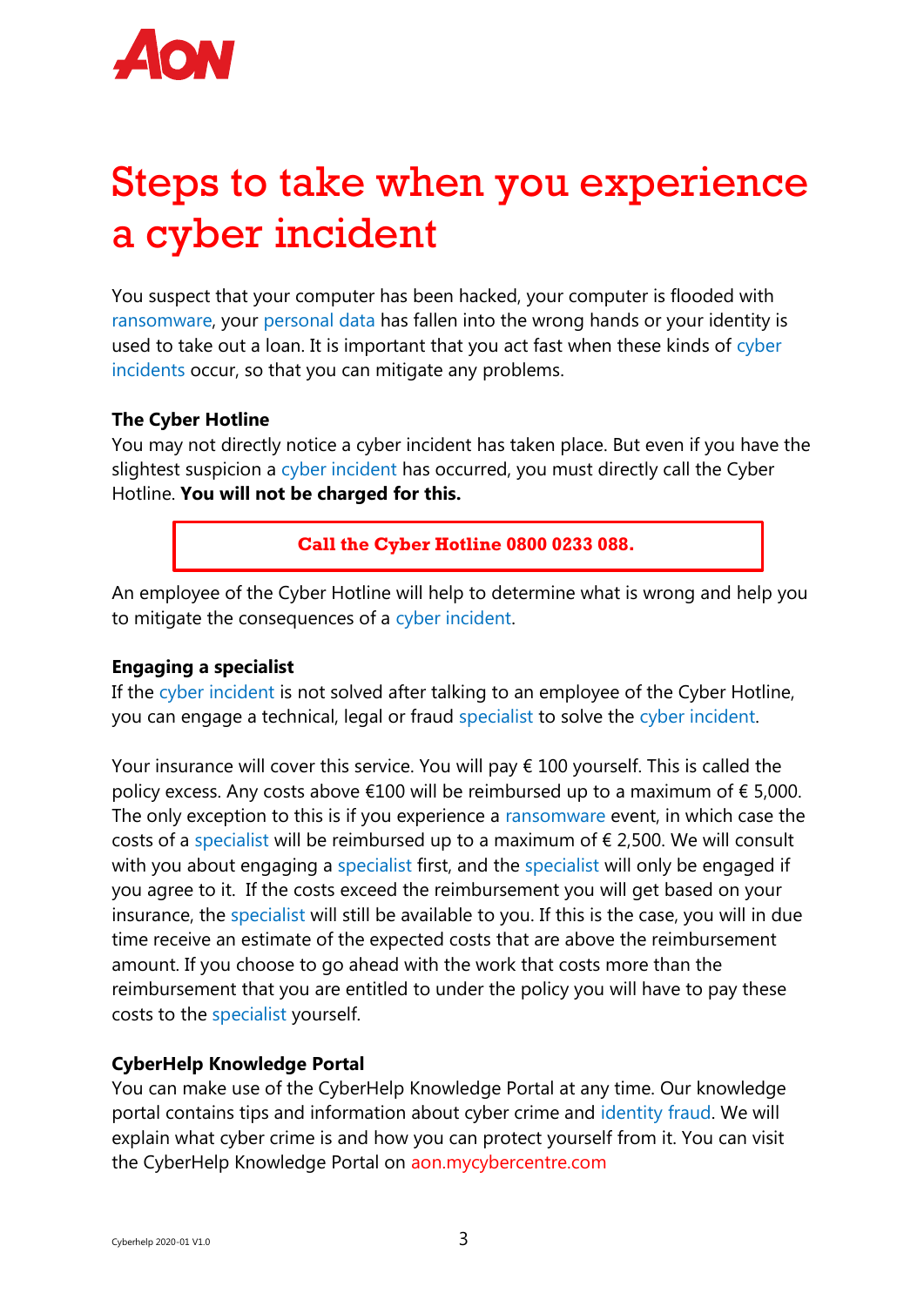# Steps to take when you experience a cyber incident

You suspect that your computer has been hacked, your computer is flooded with ransomware, your personal data has fallen into the wrong hands or your identity is used to take out a loan. It is important that you act fast when these kinds of cyber incidents occur, so that you can mitigate any problems.

**The Cyber Hotline**

You may not directly notice a cyber incident has taken place. But even if you have the slightest suspicion a cyber incident has occurred, you must directly call the Cyber Hotline. **You will not be charged for this.**

**Call the Cyber Hotline 0800 0233 088.**

An employee of the Cyber Hotline will help to determine what is wrong and help you to mitigate the consequences of a cyber incident.

**Engaging a specialist**

If the cyber incident is not solved after talking to an employee of the Cyber Hotline, you can engage a technical, legal or fraud specialist to solve the cyber incident.

Your insurance will cover this service. You will pay € 100 yourself. This is called the policy excess. Any costs above €100 will be reimbursed up to a maximum of € 5,000. The only exception to this is if you experience a ransomware event, in which case the costs of a specialist will be reimbursed up to a maximum of € 2,500. We will consult with you about engaging a specialist first, and the specialist will only be engaged if you agree to it. If the costs exceed the reimbursement you will get based on your insurance, the specialist will still be available to you. If this is the case, you will in due time receive an estimate of the expected costs that are above the reimbursement amount. If you choose to go ahead with the work that costs more than the reimbursement that you are entitled to under the policy you will have to pay these costs to the specialist yourself.

**CyberHelp Knowledge Portal**

You can make use of the CyberHelp Knowledge Portal at any time. Our knowledge portal contains tips and information about cyber crime and identity fraud. We will explain what cyber crime is and how you can protect yourself from it. You can visit the CyberHelp Knowledge Portal on aon.mycybercentre.com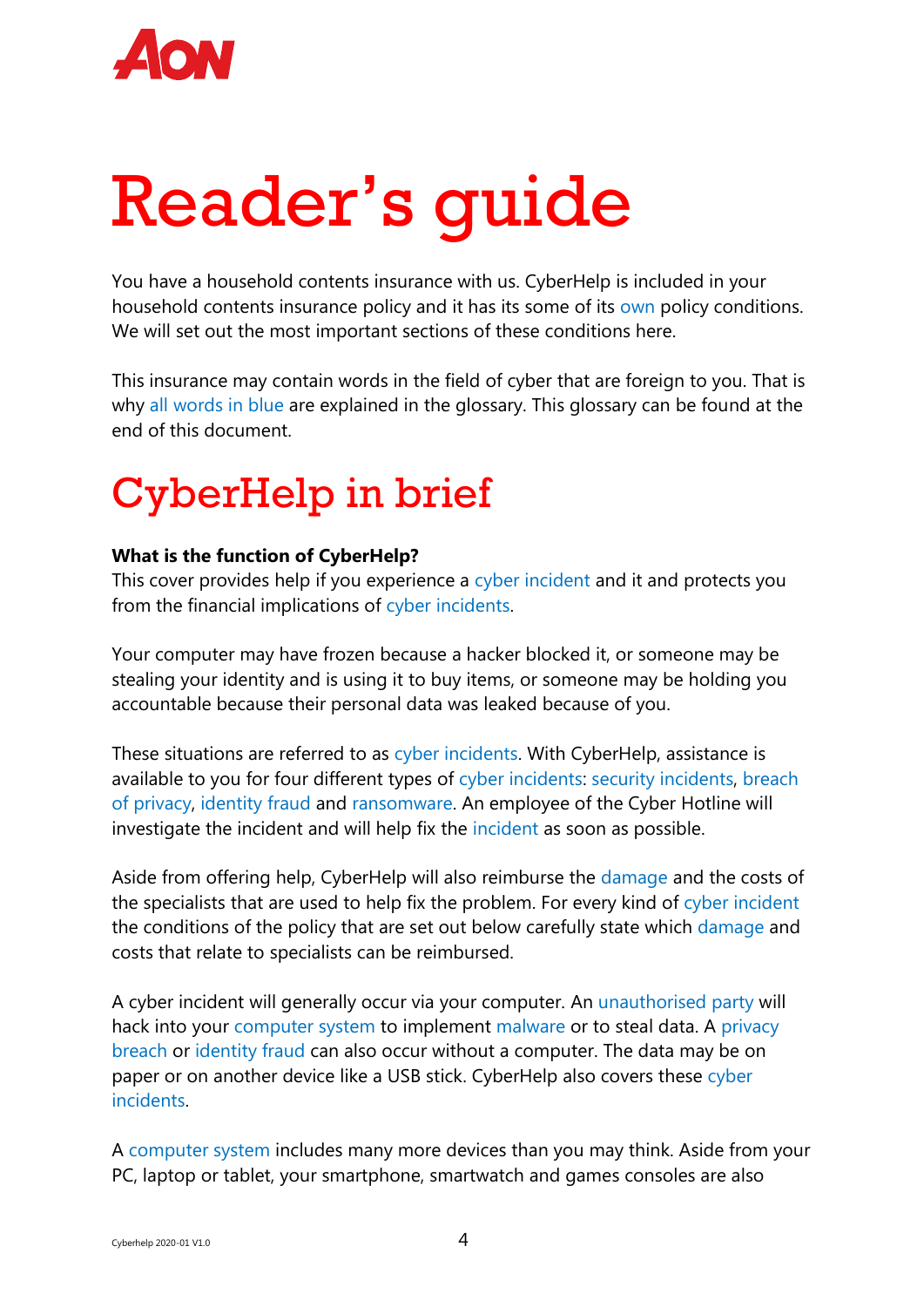# Reader's guide

You have a household contents insurance with us. CyberHelp is included in your household contents insurance policy and it has its some of its own policy conditions. We will set out the most important sections of these conditions here.

This insurance may contain words in the field of cyber that are foreign to you. That is why all words in blue are explained in the glossary. This glossary can be found at the end of this document.

# CyberHelp in brief

**What is the function of CyberHelp?**
This cover provides help if you experience a cyber incident and it and protects you from the financial implications of cyber incidents.

Your computer may have frozen because a hacker blocked it, or someone may be stealing your identity and is using it to buy items, or someone may be holding you accountable because their personal data was leaked because of you.

These situations are referred to as cyber incidents. With CyberHelp, assistance is available to you for four different types of cyber incidents: security incidents, breach of privacy, identity fraud and ransomware. An employee of the Cyber Hotline will investigate the incident and will help fix the incident as soon as possible.

Aside from offering help, CyberHelp will also reimburse the damage and the costs of the specialists that are used to help fix the problem. For every kind of cyber incident the conditions of the policy that are set out below carefully state which damage and costs that relate to specialists can be reimbursed.

A cyber incident will generally occur via your computer. An unauthorised party will hack into your computer system to implement malware or to steal data. A privacy breach or identity fraud can also occur without a computer. The data may be on paper or on another device like a USB stick. CyberHelp also covers these cyber incidents.

A computer system includes many more devices than you may think. Aside from your PC, laptop or tablet, your smartphone, smartwatch and games consoles are also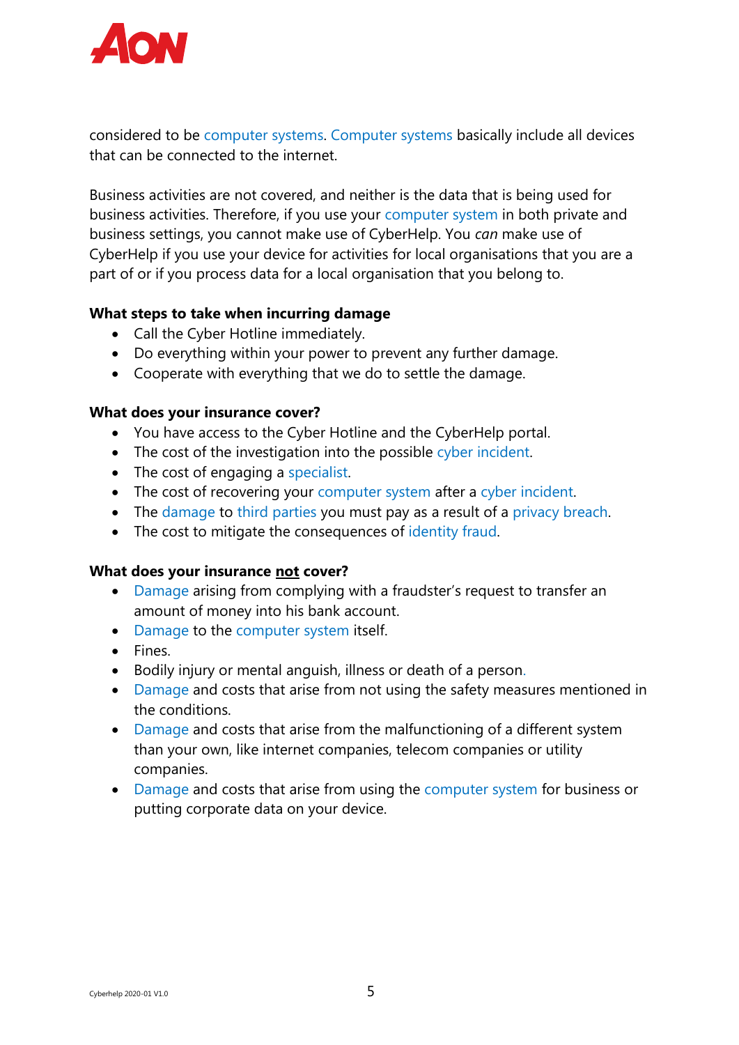considered to be computer systems. Computer systems basically include all devices that can be connected to the internet.

Business activities are not covered, and neither is the data that is being used for business activities. Therefore, if you use your computer system in both private and business settings, you cannot make use of CyberHelp. You *can* make use of CyberHelp if you use your device for activities for local organisations that you are a part of or if you process data for a local organisation that you belong to.

**What steps to take when incurring damage**

- Call the Cyber Hotline immediately.
- Do everything within your power to prevent any further damage.
- Cooperate with everything that we do to settle the damage.

**What does your insurance cover?**

- You have access to the Cyber Hotline and the CyberHelp portal.
- The cost of the investigation into the possible cyber incident.
- The cost of engaging a specialist.
- The cost of recovering your computer system after a cyber incident.
- The damage to third parties you must pay as a result of a privacy breach.
- The cost to mitigate the consequences of identity fraud.

**What does your insurance <u>not</u> cover?**

- Damage arising from complying with a fraudster's request to transfer an amount of money into his bank account.
- Damage to the computer system itself.
- Fines.
- Bodily injury or mental anguish, illness or death of a person.
- Damage and costs that arise from not using the safety measures mentioned in the conditions.
- Damage and costs that arise from the malfunctioning of a different system than your own, like internet companies, telecom companies or utility companies.
- Damage and costs that arise from using the computer system for business or putting corporate data on your device.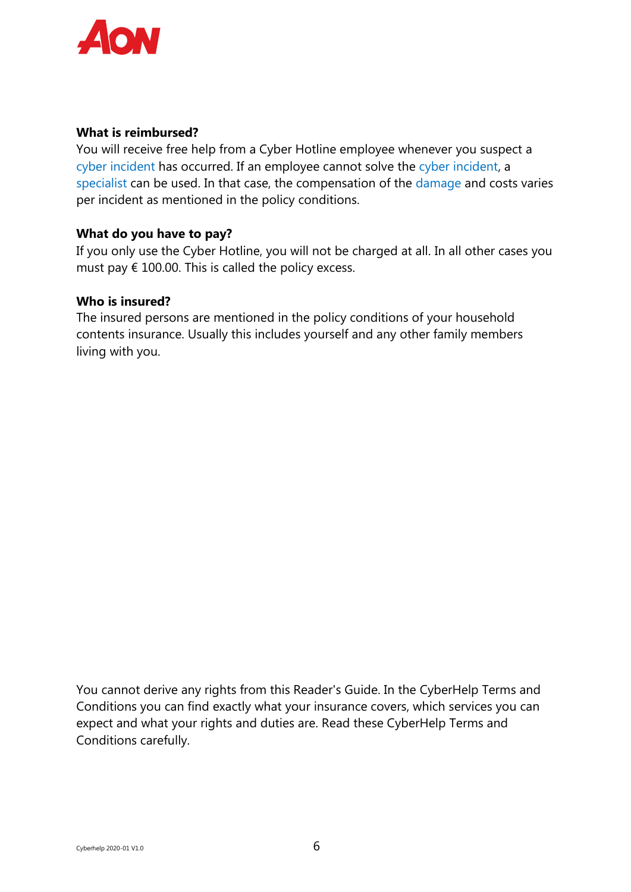**What is reimbursed?**

You will receive free help from a Cyber Hotline employee whenever you suspect a cyber incident has occurred. If an employee cannot solve the cyber incident, a specialist can be used. In that case, the compensation of the damage and costs varies per incident as mentioned in the policy conditions.

**What do you have to pay?**

If you only use the Cyber Hotline, you will not be charged at all. In all other cases you must pay € 100.00. This is called the policy excess.

**Who is insured?**

The insured persons are mentioned in the policy conditions of your household contents insurance. Usually this includes yourself and any other family members living with you.

You cannot derive any rights from this Reader's Guide. In the CyberHelp Terms and Conditions you can find exactly what your insurance covers, which services you can expect and what your rights and duties are. Read these CyberHelp Terms and Conditions carefully.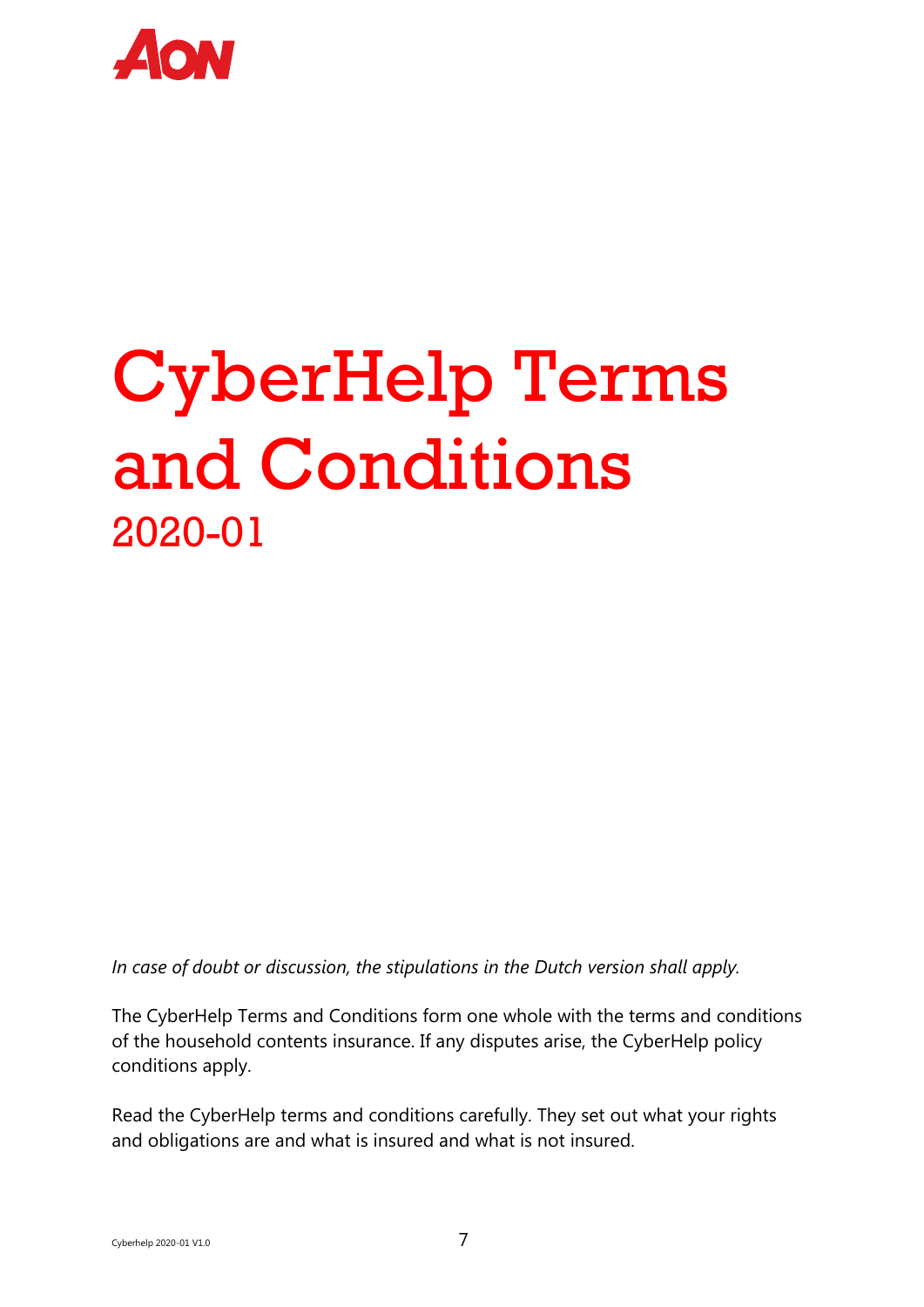# CyberHelp Terms and Conditions

## 2020-01

*In case of doubt or discussion, the stipulations in the Dutch version shall apply.*

The CyberHelp Terms and Conditions form one whole with the terms and conditions of the household contents insurance. If any disputes arise, the CyberHelp policy conditions apply.

Read the CyberHelp terms and conditions carefully. They set out what your rights and obligations are and what is insured and what is not insured.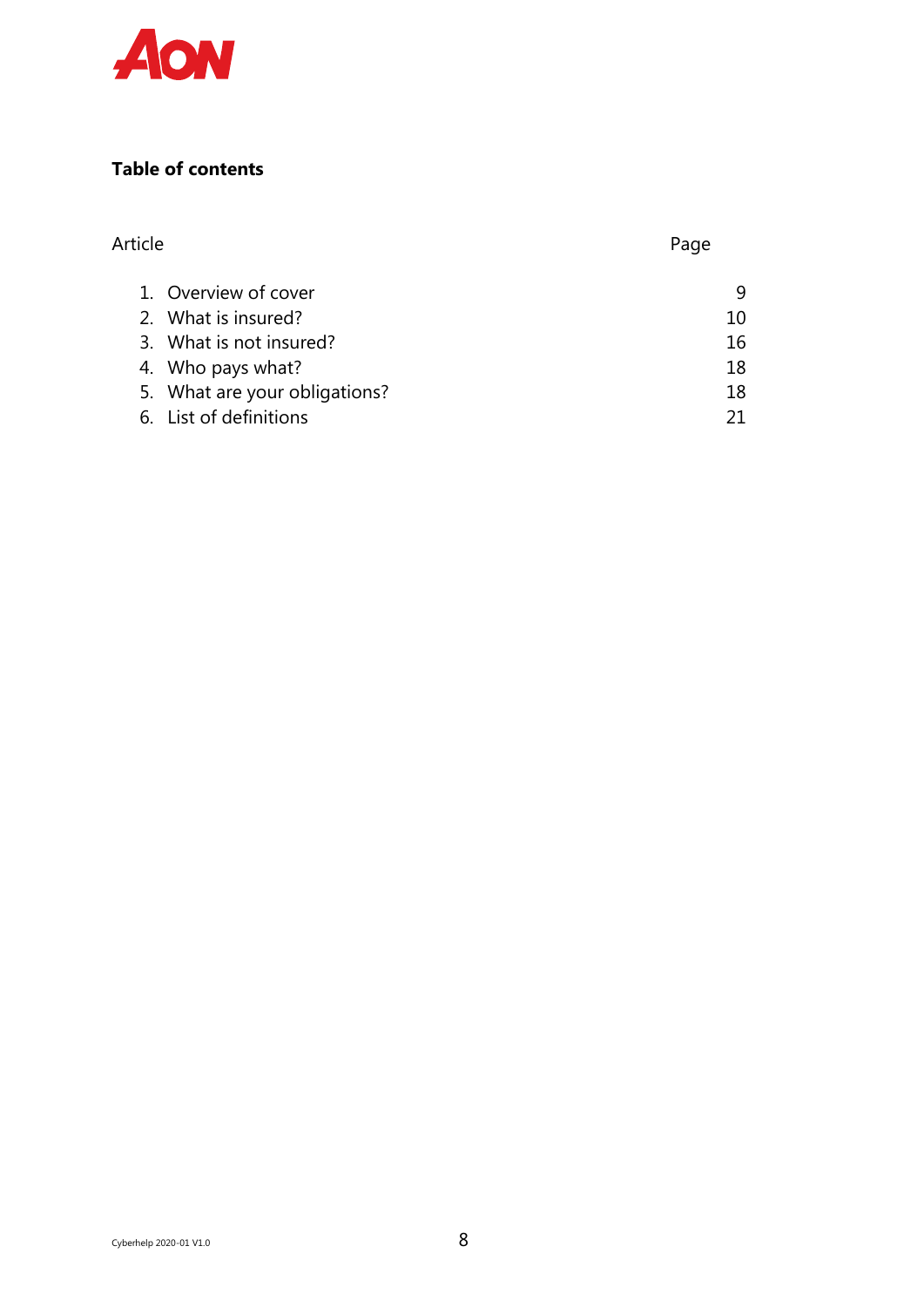## Table of contents

| Article | Page |
| --- | --- |
| 1. Overview of cover | 9 |
| 2. What is insured? | 10 |
| 3. What is not insured? | 16 |
| 4. Who pays what? | 18 |
| 5. What are your obligations? | 18 |
| 6. List of definitions | 21 |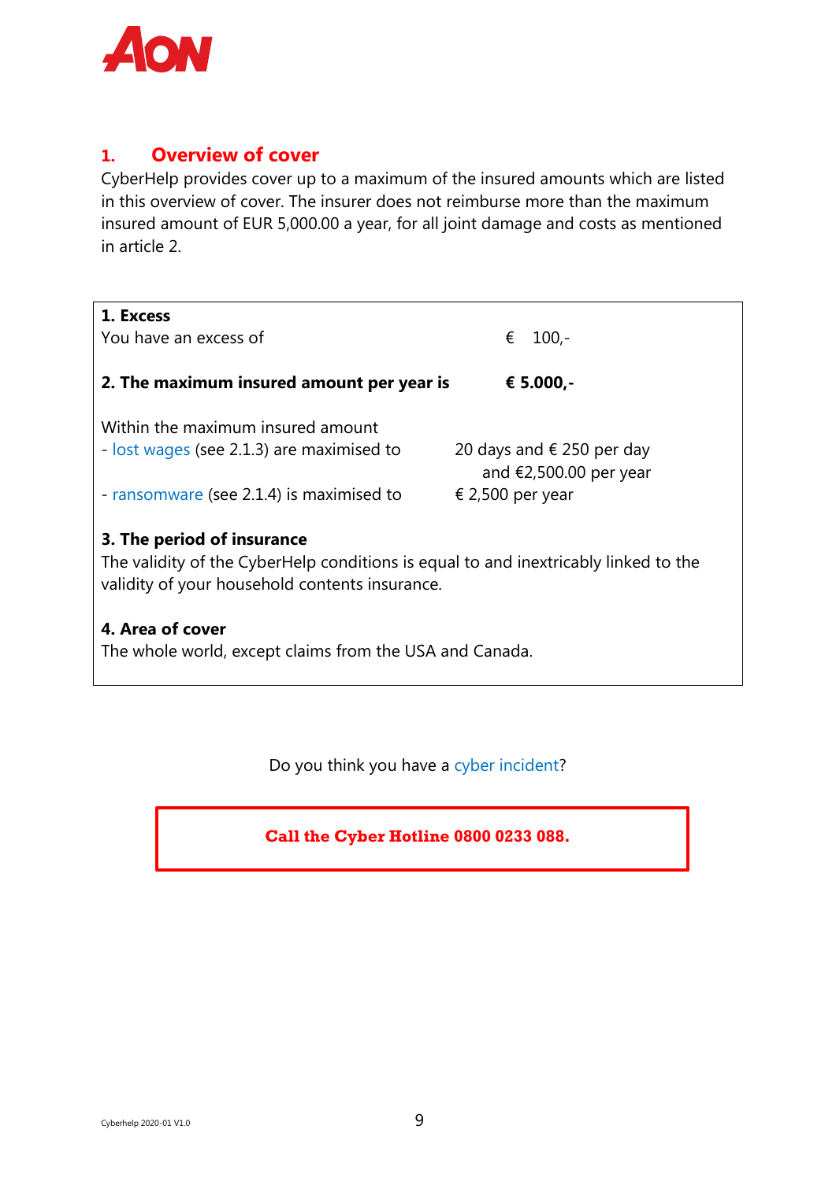## 1. Overview of cover

CyberHelp provides cover up to a maximum of the insured amounts which are listed in this overview of cover. The insurer does not reimburse more than the maximum insured amount of EUR 5,000.00 a year, for all joint damage and costs as mentioned in article 2.

**1. Excess**

| | |
|---|---|
| You have an excess of | € 100,- |
| **2. The maximum insured amount per year is** | **€ 5.000,-** |
| Within the maximum insured amount | |
| - lost wages (see 2.1.3) are maximised to | 20 days and € 250 per day and €2,500.00 per year |
| - ransomware (see 2.1.4) is maximised to | € 2,500 per year |

**3. The period of insurance**

The validity of the CyberHelp conditions is equal to and inextricably linked to the validity of your household contents insurance.

**4. Area of cover**

The whole world, except claims from the USA and Canada.

Do you think you have a cyber incident?

**Call the Cyber Hotline 0800 0233 088.**

Cyberhelp 2020-01 V1.0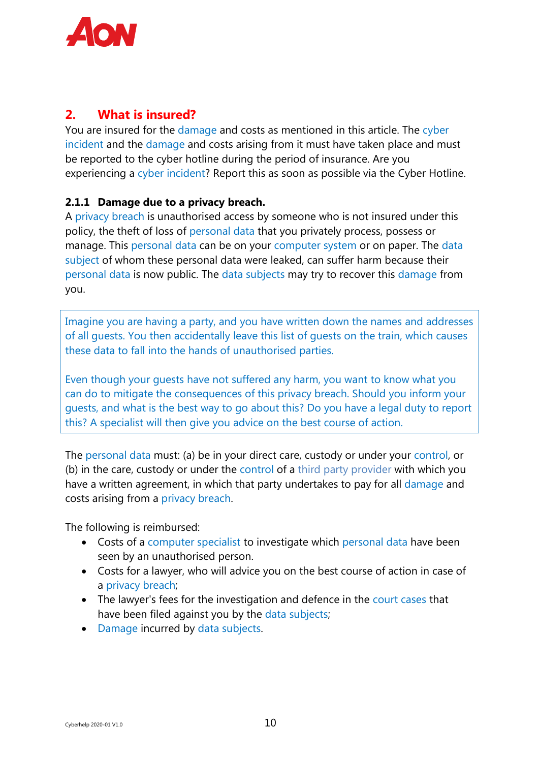## 2. What is insured?

You are insured for the damage and costs as mentioned in this article. The cyber incident and the damage and costs arising from it must have taken place and must be reported to the cyber hotline during the period of insurance. Are you experiencing a cyber incident? Report this as soon as possible via the Cyber Hotline.

### 2.1.1 Damage due to a privacy breach.

A privacy breach is unauthorised access by someone who is not insured under this policy, the theft of loss of personal data that you privately process, possess or manage. This personal data can be on your computer system or on paper. The data subject of whom these personal data were leaked, can suffer harm because their personal data is now public. The data subjects may try to recover this damage from you.

> Imagine you are having a party, and you have written down the names and addresses of all guests. You then accidentally leave this list of guests on the train, which causes these data to fall into the hands of unauthorised parties.
>
> Even though your guests have not suffered any harm, you want to know what you can do to mitigate the consequences of this privacy breach. Should you inform your guests, and what is the best way to go about this? Do you have a legal duty to report this? A specialist will then give you advice on the best course of action.

The personal data must: (a) be in your direct care, custody or under your control, or (b) in the care, custody or under the control of a third party provider with which you have a written agreement, in which that party undertakes to pay for all damage and costs arising from a privacy breach.

The following is reimbursed:

- Costs of a computer specialist to investigate which personal data have been seen by an unauthorised person.
- Costs for a lawyer, who will advice you on the best course of action in case of a privacy breach;
- The lawyer's fees for the investigation and defence in the court cases that have been filed against you by the data subjects;
- Damage incurred by data subjects.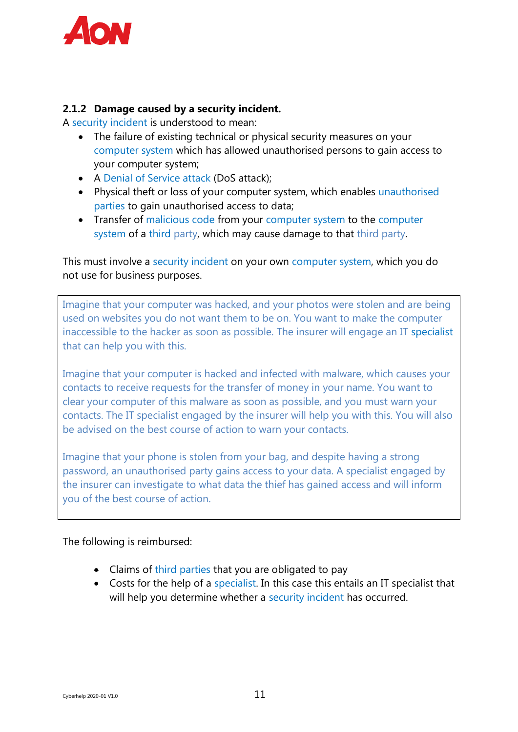### 2.1.2 Damage caused by a security incident.

A security incident is understood to mean:

- The failure of existing technical or physical security measures on your computer system which has allowed unauthorised persons to gain access to your computer system;
- A Denial of Service attack (DoS attack);
- Physical theft or loss of your computer system, which enables unauthorised parties to gain unauthorised access to data;
- Transfer of malicious code from your computer system to the computer system of a third party, which may cause damage to that third party.

This must involve a security incident on your own computer system, which you do not use for business purposes.

> Imagine that your computer was hacked, and your photos were stolen and are being used on websites you do not want them to be on. You want to make the computer inaccessible to the hacker as soon as possible. The insurer will engage an IT specialist that can help you with this.
>
> Imagine that your computer is hacked and infected with malware, which causes your contacts to receive requests for the transfer of money in your name. You want to clear your computer of this malware as soon as possible, and you must warn your contacts. The IT specialist engaged by the insurer will help you with this. You will also be advised on the best course of action to warn your contacts.
>
> Imagine that your phone is stolen from your bag, and despite having a strong password, an unauthorised party gains access to your data. A specialist engaged by the insurer can investigate to what data the thief has gained access and will inform you of the best course of action.

The following is reimbursed:

- Claims of third parties that you are obligated to pay
- Costs for the help of a specialist. In this case this entails an IT specialist that will help you determine whether a security incident has occurred.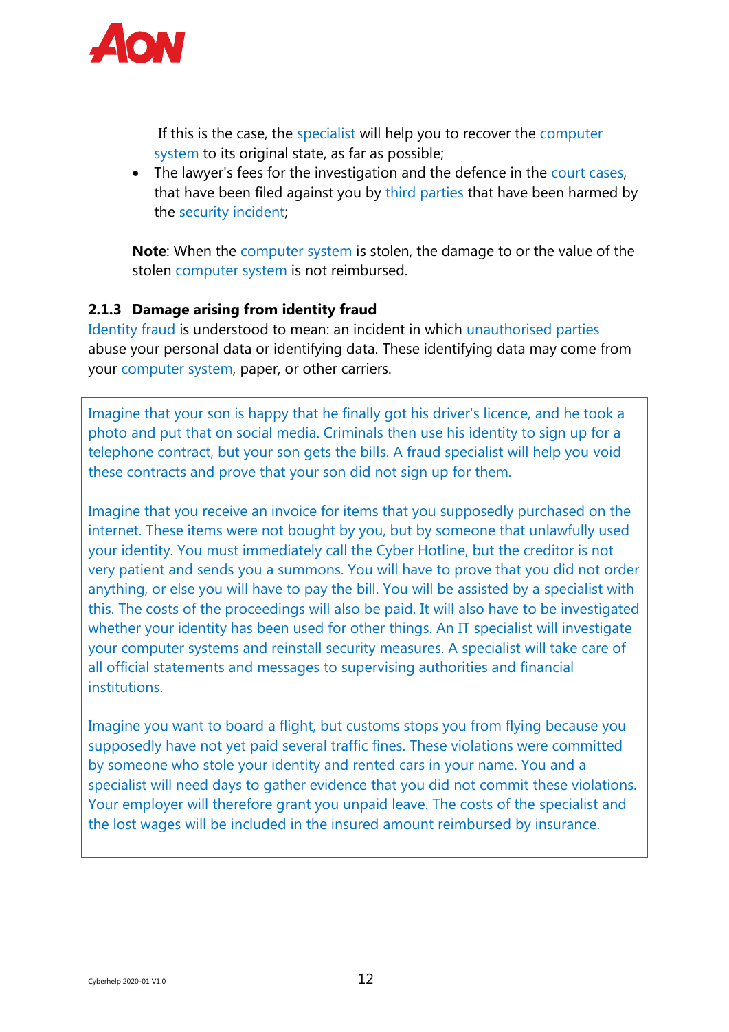If this is the case, the specialist will help you to recover the computer system to its original state, as far as possible;

- The lawyer's fees for the investigation and the defence in the court cases, that have been filed against you by third parties that have been harmed by the security incident;

**Note**: When the computer system is stolen, the damage to or the value of the stolen computer system is not reimbursed.

### 2.1.3 Damage arising from identity fraud

Identity fraud is understood to mean: an incident in which unauthorised parties abuse your personal data or identifying data. These identifying data may come from your computer system, paper, or other carriers.

> Imagine that your son is happy that he finally got his driver's licence, and he took a photo and put that on social media. Criminals then use his identity to sign up for a telephone contract, but your son gets the bills. A fraud specialist will help you void these contracts and prove that your son did not sign up for them.
>
> Imagine that you receive an invoice for items that you supposedly purchased on the internet. These items were not bought by you, but by someone that unlawfully used your identity. You must immediately call the Cyber Hotline, but the creditor is not very patient and sends you a summons. You will have to prove that you did not order anything, or else you will have to pay the bill. You will be assisted by a specialist with this. The costs of the proceedings will also be paid. It will also have to be investigated whether your identity has been used for other things. An IT specialist will investigate your computer systems and reinstall security measures. A specialist will take care of all official statements and messages to supervising authorities and financial institutions.
>
> Imagine you want to board a flight, but customs stops you from flying because you supposedly have not yet paid several traffic fines. These violations were committed by someone who stole your identity and rented cars in your name. You and a specialist will need days to gather evidence that you did not commit these violations. Your employer will therefore grant you unpaid leave. The costs of the specialist and the lost wages will be included in the insured amount reimbursed by insurance.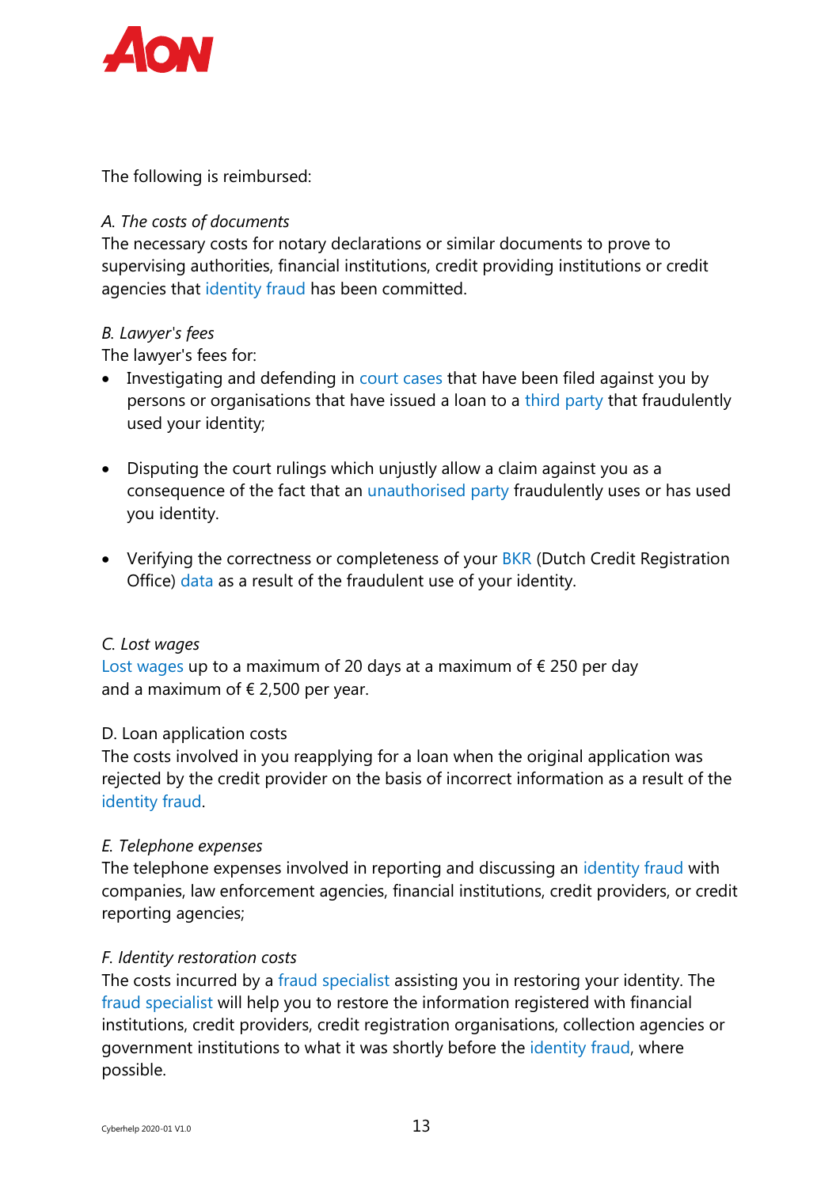The following is reimbursed:

*A. The costs of documents*
The necessary costs for notary declarations or similar documents to prove to supervising authorities, financial institutions, credit providing institutions or credit agencies that identity fraud has been committed.

*B. Lawyer's fees*
The lawyer's fees for:

- Investigating and defending in court cases that have been filed against you by persons or organisations that have issued a loan to a third party that fraudulently used your identity;

- Disputing the court rulings which unjustly allow a claim against you as a consequence of the fact that an unauthorised party fraudulently uses or has used you identity.

- Verifying the correctness or completeness of your BKR (Dutch Credit Registration Office) data as a result of the fraudulent use of your identity.

*C. Lost wages*
Lost wages up to a maximum of 20 days at a maximum of € 250 per day and a maximum of € 2,500 per year.

D. Loan application costs
The costs involved in you reapplying for a loan when the original application was rejected by the credit provider on the basis of incorrect information as a result of the identity fraud.

*E. Telephone expenses*
The telephone expenses involved in reporting and discussing an identity fraud with companies, law enforcement agencies, financial institutions, credit providers, or credit reporting agencies;

*F. Identity restoration costs*
The costs incurred by a fraud specialist assisting you in restoring your identity. The fraud specialist will help you to restore the information registered with financial institutions, credit providers, credit registration organisations, collection agencies or government institutions to what it was shortly before the identity fraud, where possible.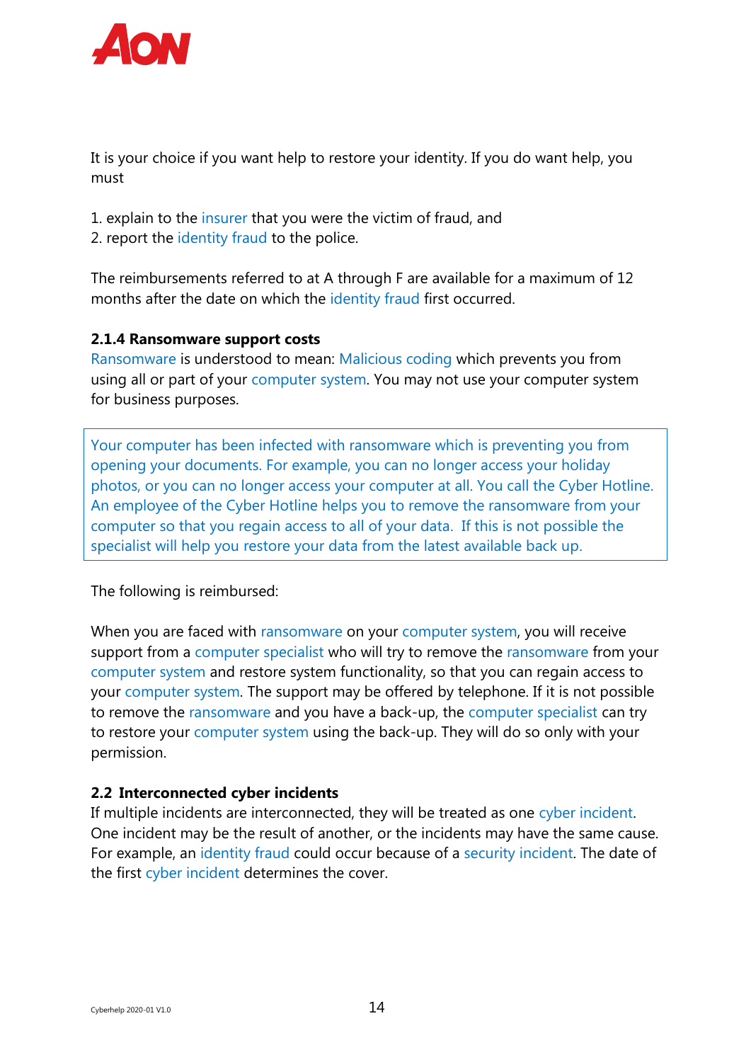It is your choice if you want help to restore your identity. If you do want help, you must

1. explain to the insurer that you were the victim of fraud, and
2. report the identity fraud to the police.

The reimbursements referred to at A through F are available for a maximum of 12 months after the date on which the identity fraud first occurred.

### 2.1.4 Ransomware support costs

Ransomware is understood to mean: Malicious coding which prevents you from using all or part of your computer system. You may not use your computer system for business purposes.

> Your computer has been infected with ransomware which is preventing you from opening your documents. For example, you can no longer access your holiday photos, or you can no longer access your computer at all. You call the Cyber Hotline. An employee of the Cyber Hotline helps you to remove the ransomware from your computer so that you regain access to all of your data. If this is not possible the specialist will help you restore your data from the latest available back up.

The following is reimbursed:

When you are faced with ransomware on your computer system, you will receive support from a computer specialist who will try to remove the ransomware from your computer system and restore system functionality, so that you can regain access to your computer system. The support may be offered by telephone. If it is not possible to remove the ransomware and you have a back-up, the computer specialist can try to restore your computer system using the back-up. They will do so only with your permission.

## 2.2 Interconnected cyber incidents

If multiple incidents are interconnected, they will be treated as one cyber incident. One incident may be the result of another, or the incidents may have the same cause. For example, an identity fraud could occur because of a security incident. The date of the first cyber incident determines the cover.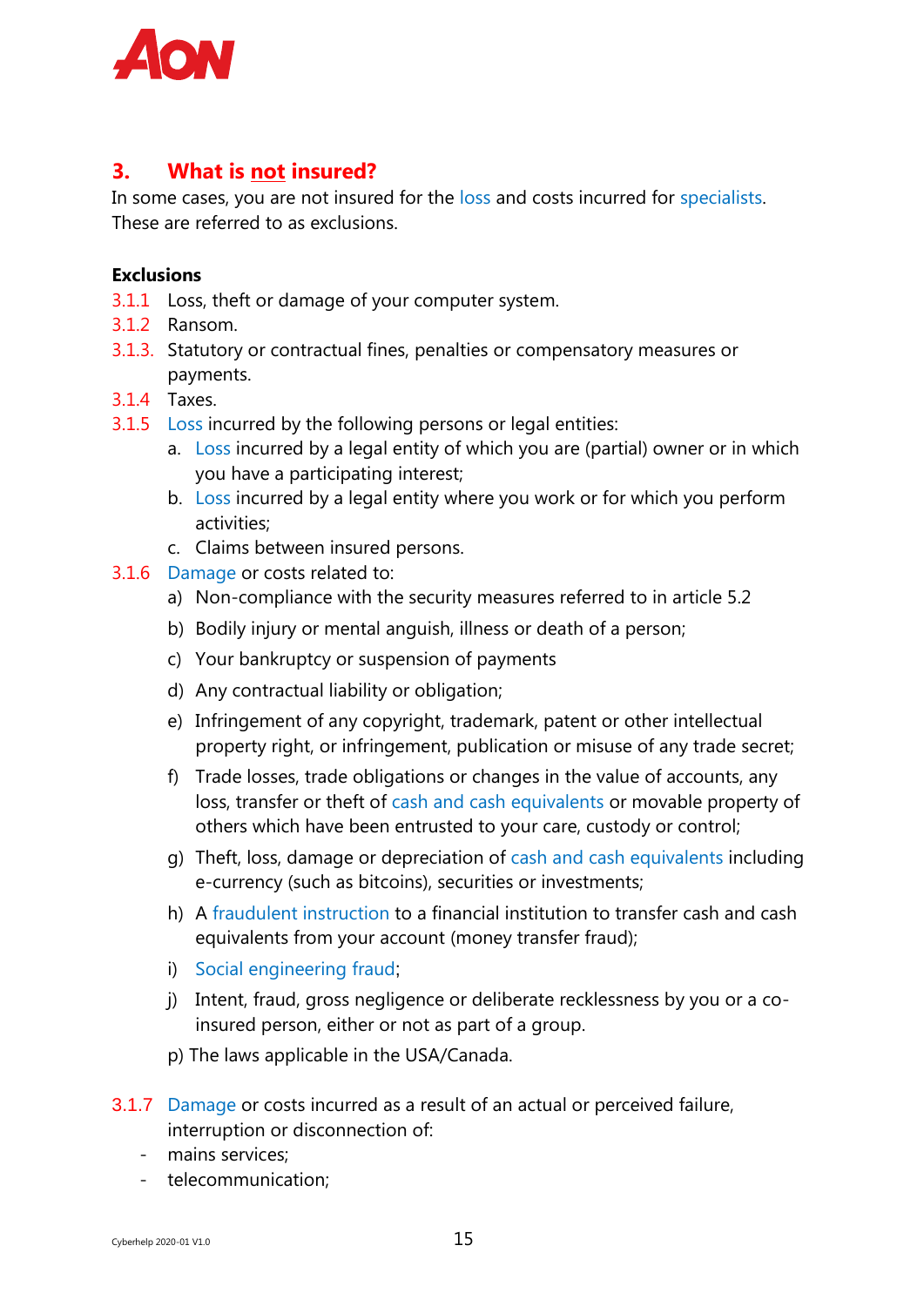## 3. What is not insured?

In some cases, you are not insured for the loss and costs incurred for specialists. These are referred to as exclusions.

**Exclusions**

3.1.1 Loss, theft or damage of your computer system.

3.1.2 Ransom.

3.1.3. Statutory or contractual fines, penalties or compensatory measures or payments.

3.1.4 Taxes.

3.1.5 Loss incurred by the following persons or legal entities:

- a. Loss incurred by a legal entity of which you are (partial) owner or in which you have a participating interest;
- b. Loss incurred by a legal entity where you work or for which you perform activities;
- c. Claims between insured persons.

3.1.6 Damage or costs related to:

- a) Non-compliance with the security measures referred to in article 5.2
- b) Bodily injury or mental anguish, illness or death of a person;
- c) Your bankruptcy or suspension of payments
- d) Any contractual liability or obligation;
- e) Infringement of any copyright, trademark, patent or other intellectual property right, or infringement, publication or misuse of any trade secret;
- f) Trade losses, trade obligations or changes in the value of accounts, any loss, transfer or theft of cash and cash equivalents or movable property of others which have been entrusted to your care, custody or control;
- g) Theft, loss, damage or depreciation of cash and cash equivalents including e-currency (such as bitcoins), securities or investments;
- h) A fraudulent instruction to a financial institution to transfer cash and cash equivalents from your account (money transfer fraud);
- i) Social engineering fraud;
- j) Intent, fraud, gross negligence or deliberate recklessness by you or a co-insured person, either or not as part of a group.
- p) The laws applicable in the USA/Canada.

3.1.7 Damage or costs incurred as a result of an actual or perceived failure, interruption or disconnection of:

- mains services;
- telecommunication;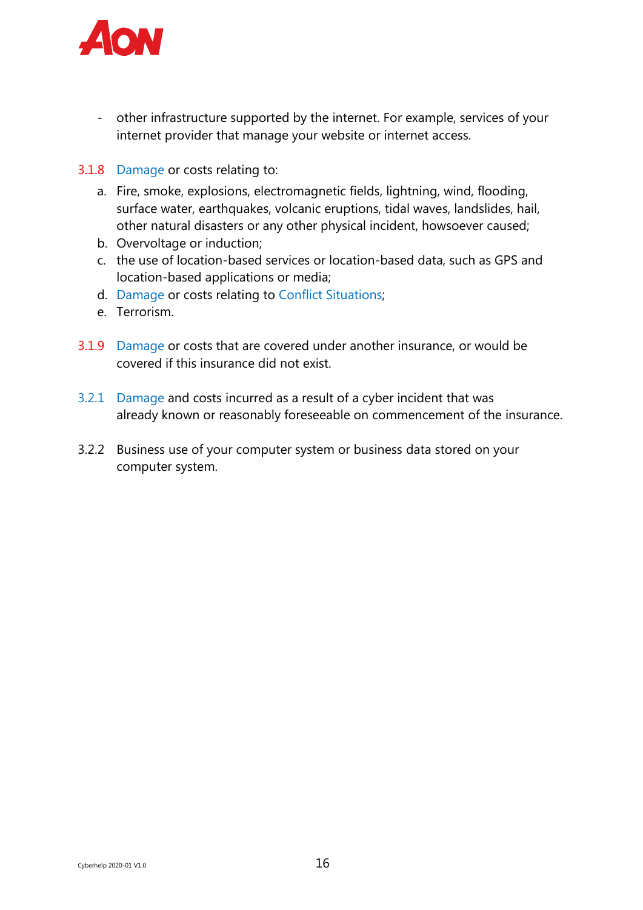- other infrastructure supported by the internet. For example, services of your internet provider that manage your website or internet access.

3.1.8 Damage or costs relating to:

a. Fire, smoke, explosions, electromagnetic fields, lightning, wind, flooding, surface water, earthquakes, volcanic eruptions, tidal waves, landslides, hail, other natural disasters or any other physical incident, howsoever caused;
b. Overvoltage or induction;
c. the use of location-based services or location-based data, such as GPS and location-based applications or media;
d. Damage or costs relating to Conflict Situations;
e. Terrorism.

3.1.9 Damage or costs that are covered under another insurance, or would be covered if this insurance did not exist.

3.2.1 Damage and costs incurred as a result of a cyber incident that was already known or reasonably foreseeable on commencement of the insurance.

3.2.2 Business use of your computer system or business data stored on your computer system.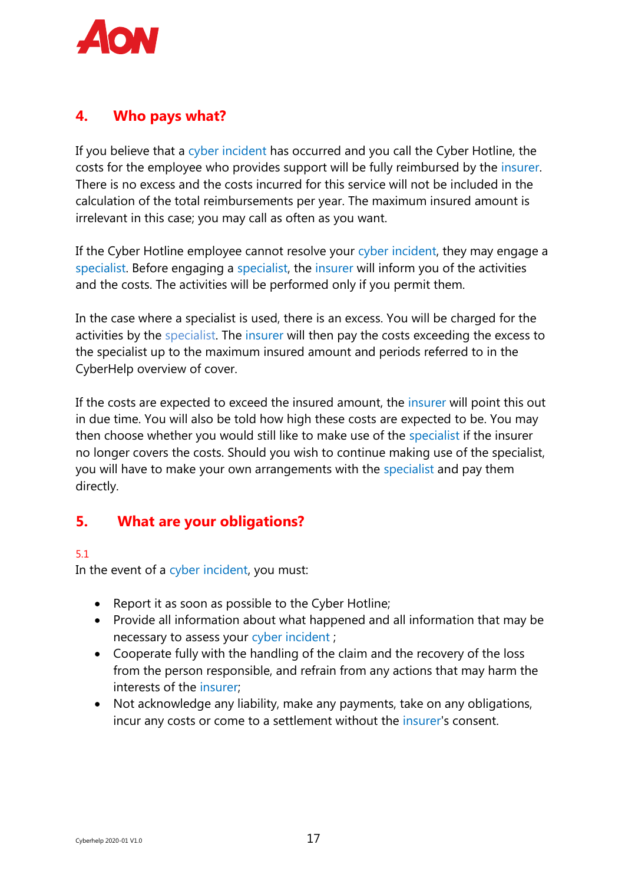## 4. Who pays what?

If you believe that a cyber incident has occurred and you call the Cyber Hotline, the costs for the employee who provides support will be fully reimbursed by the insurer. There is no excess and the costs incurred for this service will not be included in the calculation of the total reimbursements per year. The maximum insured amount is irrelevant in this case; you may call as often as you want.

If the Cyber Hotline employee cannot resolve your cyber incident, they may engage a specialist. Before engaging a specialist, the insurer will inform you of the activities and the costs. The activities will be performed only if you permit them.

In the case where a specialist is used, there is an excess. You will be charged for the activities by the specialist. The insurer will then pay the costs exceeding the excess to the specialist up to the maximum insured amount and periods referred to in the CyberHelp overview of cover.

If the costs are expected to exceed the insured amount, the insurer will point this out in due time. You will also be told how high these costs are expected to be. You may then choose whether you would still like to make use of the specialist if the insurer no longer covers the costs. Should you wish to continue making use of the specialist, you will have to make your own arrangements with the specialist and pay them directly.

## 5. What are your obligations?

5.1

In the event of a cyber incident, you must:

- Report it as soon as possible to the Cyber Hotline;
- Provide all information about what happened and all information that may be necessary to assess your cyber incident ;
- Cooperate fully with the handling of the claim and the recovery of the loss from the person responsible, and refrain from any actions that may harm the interests of the insurer;
- Not acknowledge any liability, make any payments, take on any obligations, incur any costs or come to a settlement without the insurer's consent.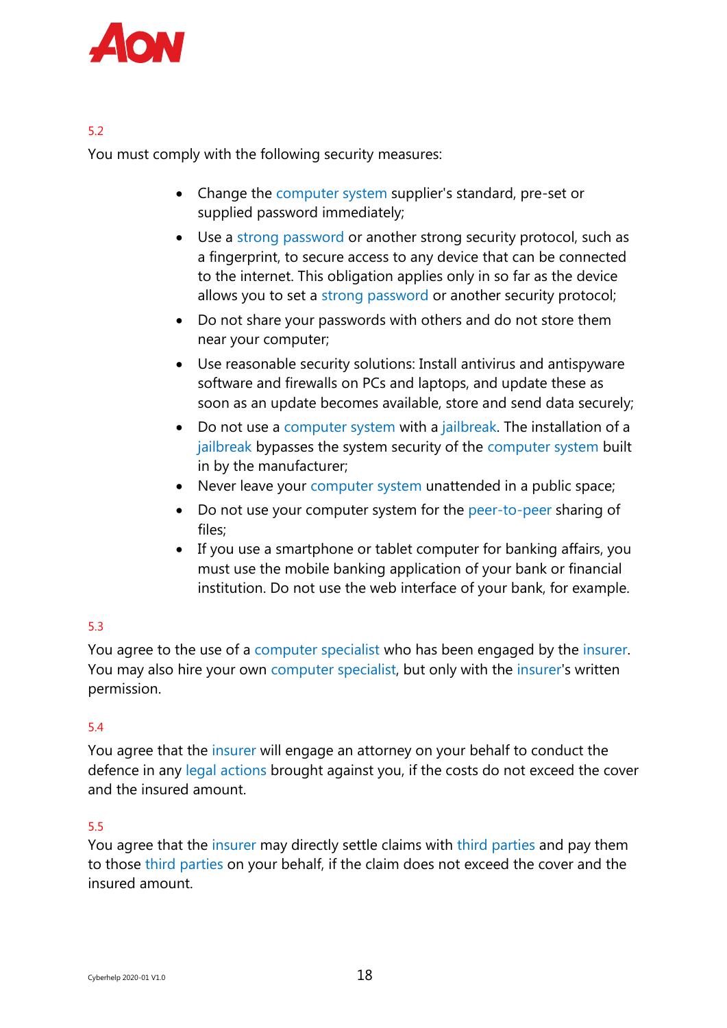5.2

You must comply with the following security measures:

- Change the computer system supplier's standard, pre-set or supplied password immediately;
- Use a strong password or another strong security protocol, such as a fingerprint, to secure access to any device that can be connected to the internet. This obligation applies only in so far as the device allows you to set a strong password or another security protocol;
- Do not share your passwords with others and do not store them near your computer;
- Use reasonable security solutions: Install antivirus and antispyware software and firewalls on PCs and laptops, and update these as soon as an update becomes available, store and send data securely;
- Do not use a computer system with a jailbreak. The installation of a jailbreak bypasses the system security of the computer system built in by the manufacturer;
- Never leave your computer system unattended in a public space;
- Do not use your computer system for the peer-to-peer sharing of files;
- If you use a smartphone or tablet computer for banking affairs, you must use the mobile banking application of your bank or financial institution. Do not use the web interface of your bank, for example.

5.3

You agree to the use of a computer specialist who has been engaged by the insurer. You may also hire your own computer specialist, but only with the insurer's written permission.

5.4

You agree that the insurer will engage an attorney on your behalf to conduct the defence in any legal actions brought against you, if the costs do not exceed the cover and the insured amount.

5.5

You agree that the insurer may directly settle claims with third parties and pay them to those third parties on your behalf, if the claim does not exceed the cover and the insured amount.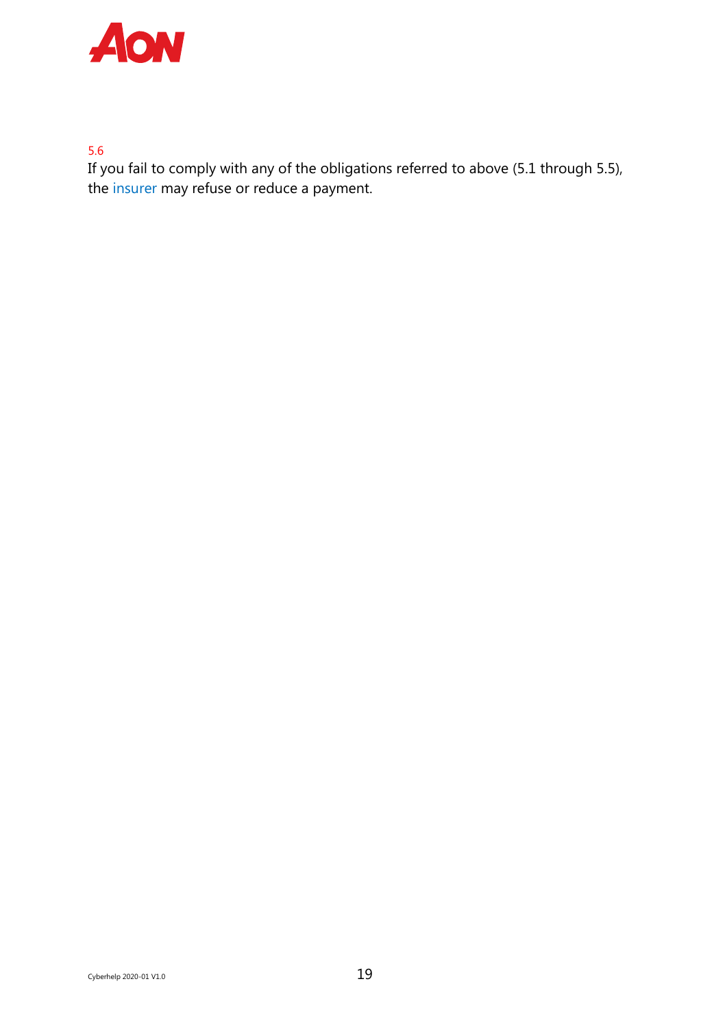5.6

If you fail to comply with any of the obligations referred to above (5.1 through 5.5), the insurer may refuse or reduce a payment.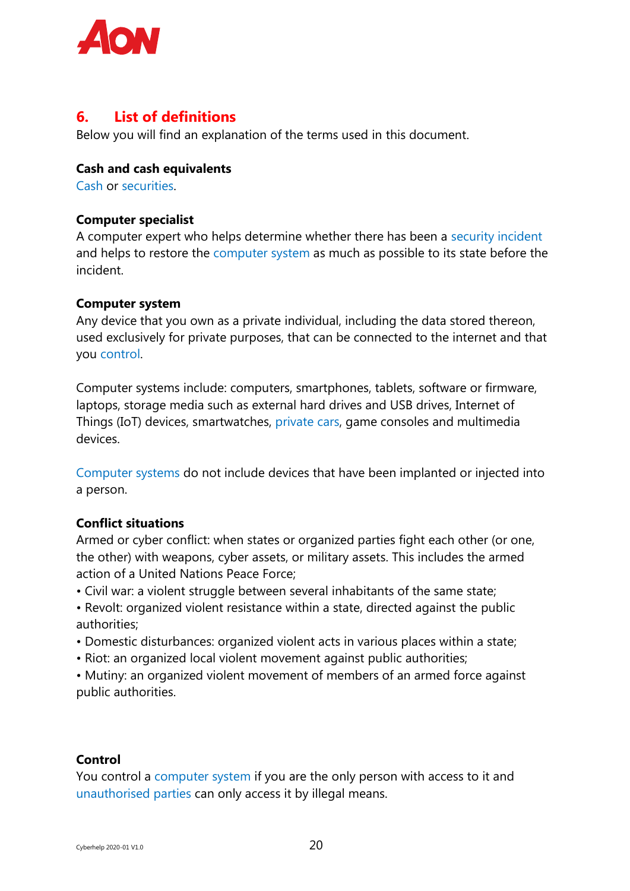## 6. List of definitions

Below you will find an explanation of the terms used in this document.

**Cash and cash equivalents**
Cash or securities.

**Computer specialist**
A computer expert who helps determine whether there has been a security incident and helps to restore the computer system as much as possible to its state before the incident.

**Computer system**
Any device that you own as a private individual, including the data stored thereon, used exclusively for private purposes, that can be connected to the internet and that you control.

Computer systems include: computers, smartphones, tablets, software or firmware, laptops, storage media such as external hard drives and USB drives, Internet of Things (IoT) devices, smartwatches, private cars, game consoles and multimedia devices.

Computer systems do not include devices that have been implanted or injected into a person.

**Conflict situations**
Armed or cyber conflict: when states or organized parties fight each other (or one, the other) with weapons, cyber assets, or military assets. This includes the armed action of a United Nations Peace Force;

- Civil war: a violent struggle between several inhabitants of the same state;
- Revolt: organized violent resistance within a state, directed against the public authorities;
- Domestic disturbances: organized violent acts in various places within a state;
- Riot: an organized local violent movement against public authorities;
- Mutiny: an organized violent movement of members of an armed force against public authorities.

**Control**
You control a computer system if you are the only person with access to it and unauthorised parties can only access it by illegal means.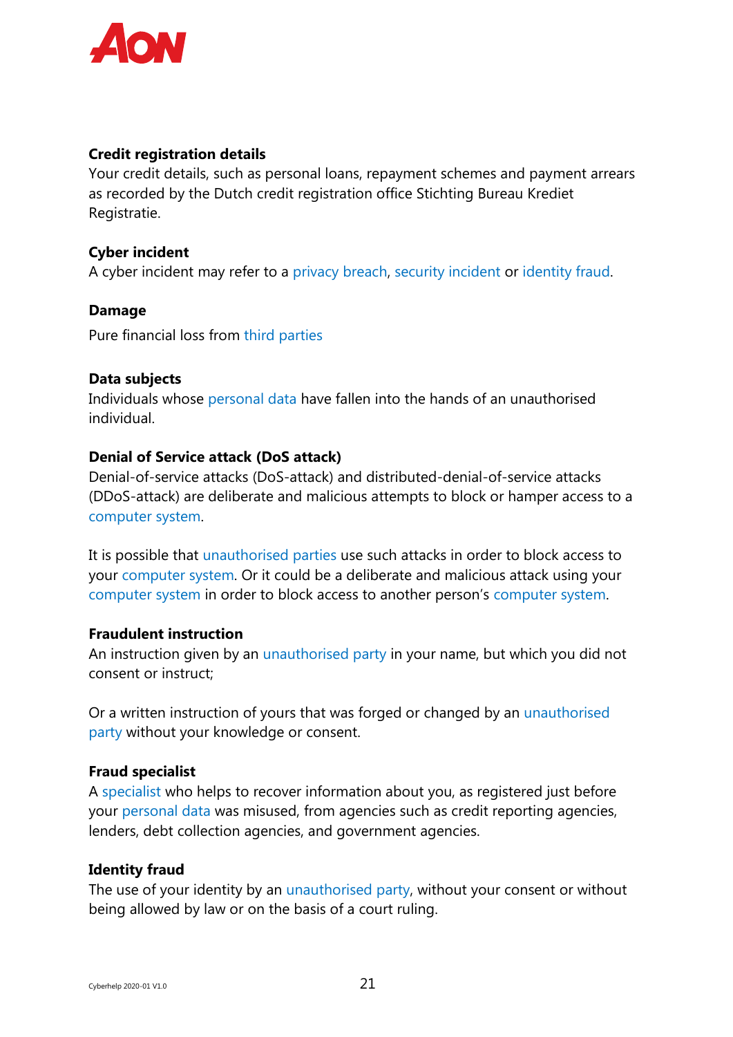**Credit registration details**
Your credit details, such as personal loans, repayment schemes and payment arrears as recorded by the Dutch credit registration office Stichting Bureau Krediet Registratie.

**Cyber incident**
A cyber incident may refer to a privacy breach, security incident or identity fraud.

**Damage**

Pure financial loss from third parties

**Data subjects**
Individuals whose personal data have fallen into the hands of an unauthorised individual.

**Denial of Service attack (DoS attack)**
Denial-of-service attacks (DoS-attack) and distributed-denial-of-service attacks (DDoS-attack) are deliberate and malicious attempts to block or hamper access to a computer system.

It is possible that unauthorised parties use such attacks in order to block access to your computer system. Or it could be a deliberate and malicious attack using your computer system in order to block access to another person's computer system.

**Fraudulent instruction**
An instruction given by an unauthorised party in your name, but which you did not consent or instruct;

Or a written instruction of yours that was forged or changed by an unauthorised party without your knowledge or consent.

**Fraud specialist**
A specialist who helps to recover information about you, as registered just before your personal data was misused, from agencies such as credit reporting agencies, lenders, debt collection agencies, and government agencies.

**Identity fraud**
The use of your identity by an unauthorised party, without your consent or without being allowed by law or on the basis of a court ruling.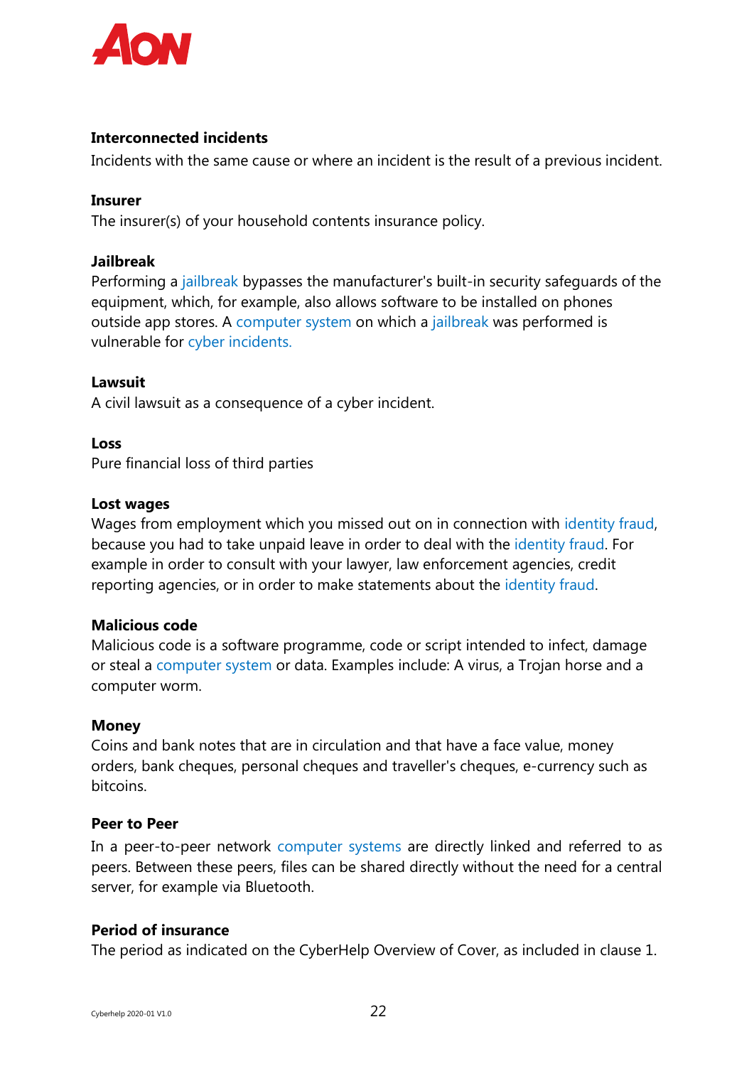**Interconnected incidents**

Incidents with the same cause or where an incident is the result of a previous incident.

**Insurer**

The insurer(s) of your household contents insurance policy.

**Jailbreak**

Performing a jailbreak bypasses the manufacturer's built-in security safeguards of the equipment, which, for example, also allows software to be installed on phones outside app stores. A computer system on which a jailbreak was performed is vulnerable for cyber incidents.

**Lawsuit**

A civil lawsuit as a consequence of a cyber incident.

**Loss**

Pure financial loss of third parties

**Lost wages**

Wages from employment which you missed out on in connection with identity fraud, because you had to take unpaid leave in order to deal with the identity fraud. For example in order to consult with your lawyer, law enforcement agencies, credit reporting agencies, or in order to make statements about the identity fraud.

**Malicious code**

Malicious code is a software programme, code or script intended to infect, damage or steal a computer system or data. Examples include: A virus, a Trojan horse and a computer worm.

**Money**

Coins and bank notes that are in circulation and that have a face value, money orders, bank cheques, personal cheques and traveller's cheques, e-currency such as bitcoins.

**Peer to Peer**

In a peer-to-peer network computer systems are directly linked and referred to as peers. Between these peers, files can be shared directly without the need for a central server, for example via Bluetooth.

**Period of insurance**

The period as indicated on the CyberHelp Overview of Cover, as included in clause 1.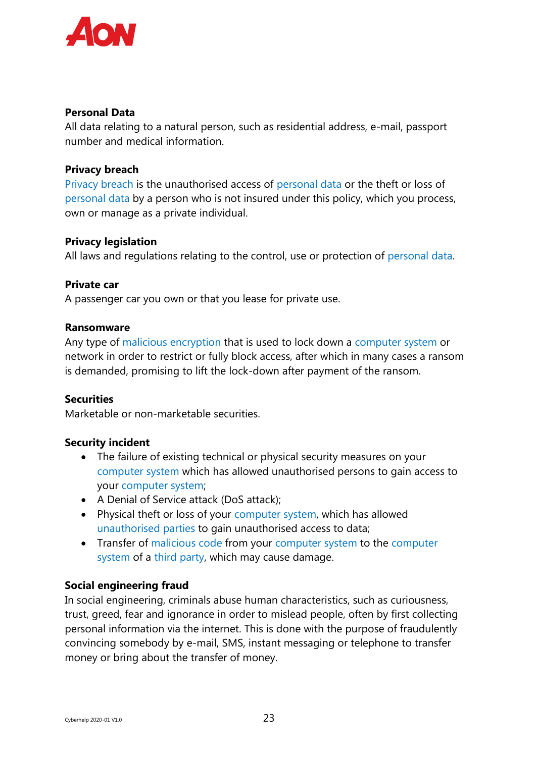**Personal Data**
All data relating to a natural person, such as residential address, e-mail, passport number and medical information.

**Privacy breach**
Privacy breach is the unauthorised access of personal data or the theft or loss of personal data by a person who is not insured under this policy, which you process, own or manage as a private individual.

**Privacy legislation**
All laws and regulations relating to the control, use or protection of personal data.

**Private car**
A passenger car you own or that you lease for private use.

**Ransomware**
Any type of malicious encryption that is used to lock down a computer system or network in order to restrict or fully block access, after which in many cases a ransom is demanded, promising to lift the lock-down after payment of the ransom.

**Securities**
Marketable or non-marketable securities.

**Security incident**

- The failure of existing technical or physical security measures on your computer system which has allowed unauthorised persons to gain access to your computer system;
- A Denial of Service attack (DoS attack);
- Physical theft or loss of your computer system, which has allowed unauthorised parties to gain unauthorised access to data;
- Transfer of malicious code from your computer system to the computer system of a third party, which may cause damage.

**Social engineering fraud**
In social engineering, criminals abuse human characteristics, such as curiousness, trust, greed, fear and ignorance in order to mislead people, often by first collecting personal information via the internet. This is done with the purpose of fraudulently convincing somebody by e-mail, SMS, instant messaging or telephone to transfer money or bring about the transfer of money.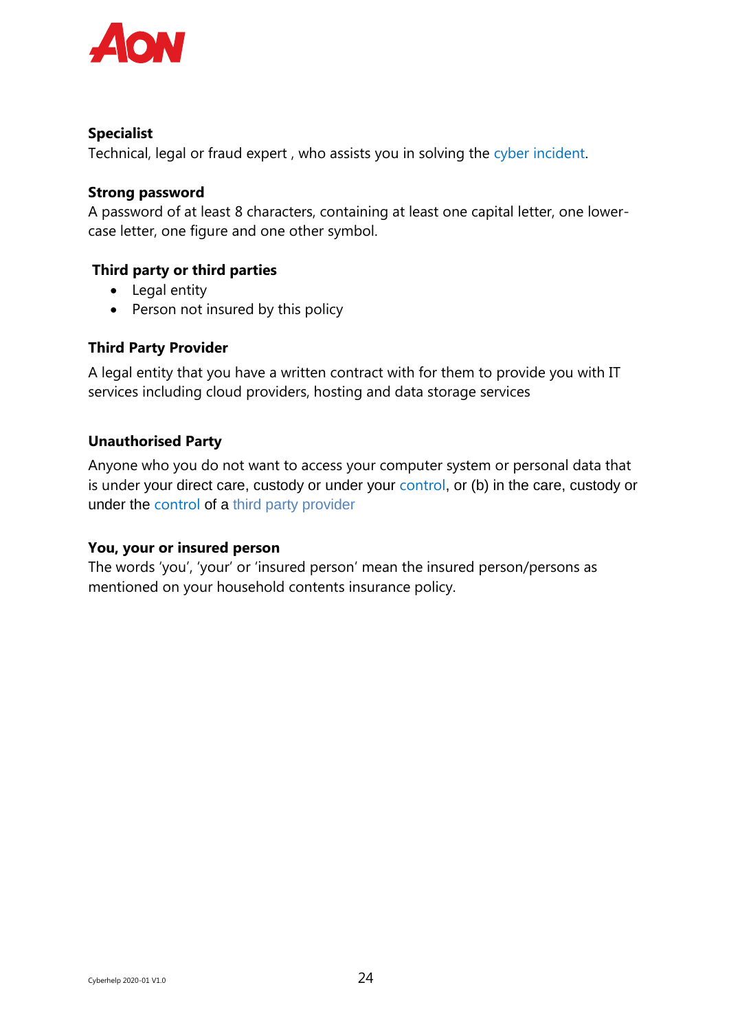**Specialist**
Technical, legal or fraud expert , who assists you in solving the cyber incident.

**Strong password**
A password of at least 8 characters, containing at least one capital letter, one lower-case letter, one figure and one other symbol.

**Third party or third parties**

- Legal entity
- Person not insured by this policy

**Third Party Provider**

A legal entity that you have a written contract with for them to provide you with IT services including cloud providers, hosting and data storage services

**Unauthorised Party**

Anyone who you do not want to access your computer system or personal data that is under your direct care, custody or under your control, or (b) in the care, custody or under the control of a third party provider

**You, your or insured person**
The words 'you', 'your' or 'insured person' mean the insured person/persons as mentioned on your household contents insurance policy.